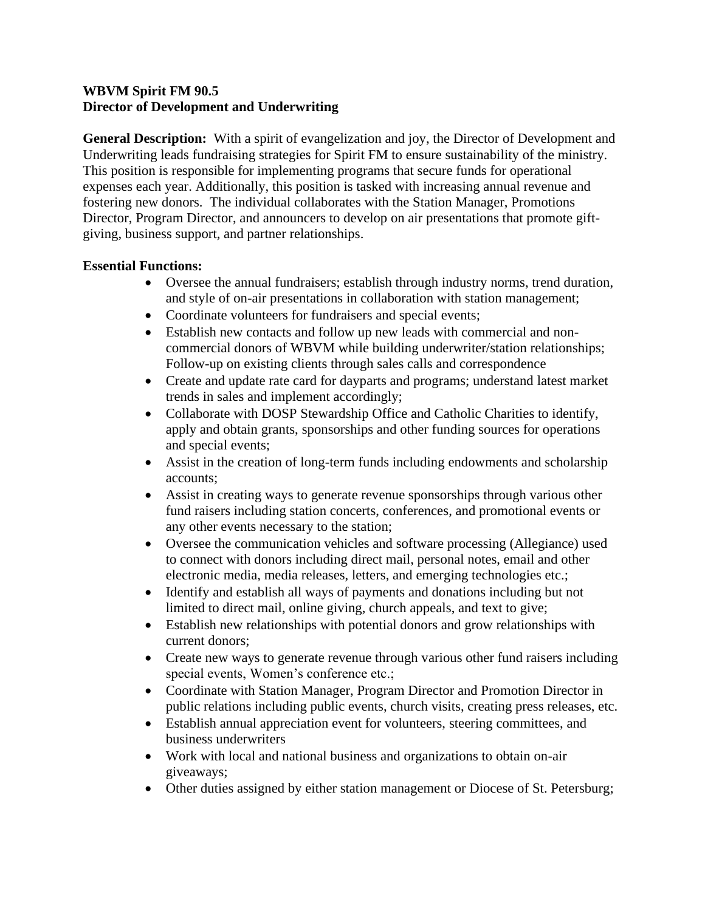**WBVM Spirit FM 90.5**
**Director of Development and Underwriting**

**General Description:** With a spirit of evangelization and joy, the Director of Development and Underwriting leads fundraising strategies for Spirit FM to ensure sustainability of the ministry. This position is responsible for implementing programs that secure funds for operational expenses each year. Additionally, this position is tasked with increasing annual revenue and fostering new donors. The individual collaborates with the Station Manager, Promotions Director, Program Director, and announcers to develop on air presentations that promote gift-giving, business support, and partner relationships.

**Essential Functions:**

- Oversee the annual fundraisers; establish through industry norms, trend duration, and style of on-air presentations in collaboration with station management;
- Coordinate volunteers for fundraisers and special events;
- Establish new contacts and follow up new leads with commercial and non-commercial donors of WBVM while building underwriter/station relationships; Follow-up on existing clients through sales calls and correspondence
- Create and update rate card for dayparts and programs; understand latest market trends in sales and implement accordingly;
- Collaborate with DOSP Stewardship Office and Catholic Charities to identify, apply and obtain grants, sponsorships and other funding sources for operations and special events;
- Assist in the creation of long-term funds including endowments and scholarship accounts;
- Assist in creating ways to generate revenue sponsorships through various other fund raisers including station concerts, conferences, and promotional events or any other events necessary to the station;
- Oversee the communication vehicles and software processing (Allegiance) used to connect with donors including direct mail, personal notes, email and other electronic media, media releases, letters, and emerging technologies etc.;
- Identify and establish all ways of payments and donations including but not limited to direct mail, online giving, church appeals, and text to give;
- Establish new relationships with potential donors and grow relationships with current donors;
- Create new ways to generate revenue through various other fund raisers including special events, Women's conference etc.;
- Coordinate with Station Manager, Program Director and Promotion Director in public relations including public events, church visits, creating press releases, etc.
- Establish annual appreciation event for volunteers, steering committees, and business underwriters
- Work with local and national business and organizations to obtain on-air giveaways;
- Other duties assigned by either station management or Diocese of St. Petersburg;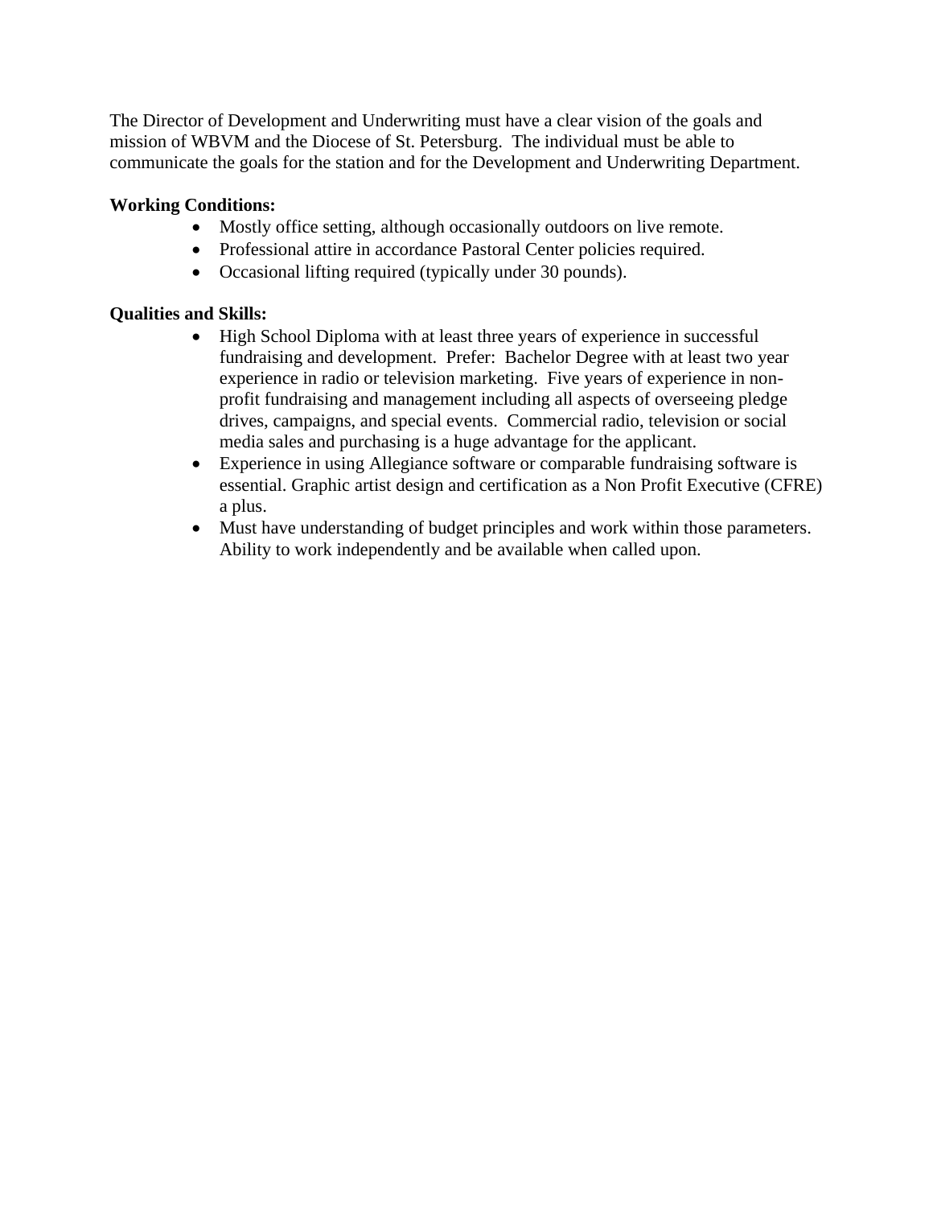The Director of Development and Underwriting must have a clear vision of the goals and mission of WBVM and the Diocese of St. Petersburg. The individual must be able to communicate the goals for the station and for the Development and Underwriting Department.

**Working Conditions:**

- Mostly office setting, although occasionally outdoors on live remote.
- Professional attire in accordance Pastoral Center policies required.
- Occasional lifting required (typically under 30 pounds).

**Qualities and Skills:**

- High School Diploma with at least three years of experience in successful fundraising and development. Prefer: Bachelor Degree with at least two year experience in radio or television marketing. Five years of experience in non-profit fundraising and management including all aspects of overseeing pledge drives, campaigns, and special events. Commercial radio, television or social media sales and purchasing is a huge advantage for the applicant.
- Experience in using Allegiance software or comparable fundraising software is essential. Graphic artist design and certification as a Non Profit Executive (CFRE) a plus.
- Must have understanding of budget principles and work within those parameters. Ability to work independently and be available when called upon.